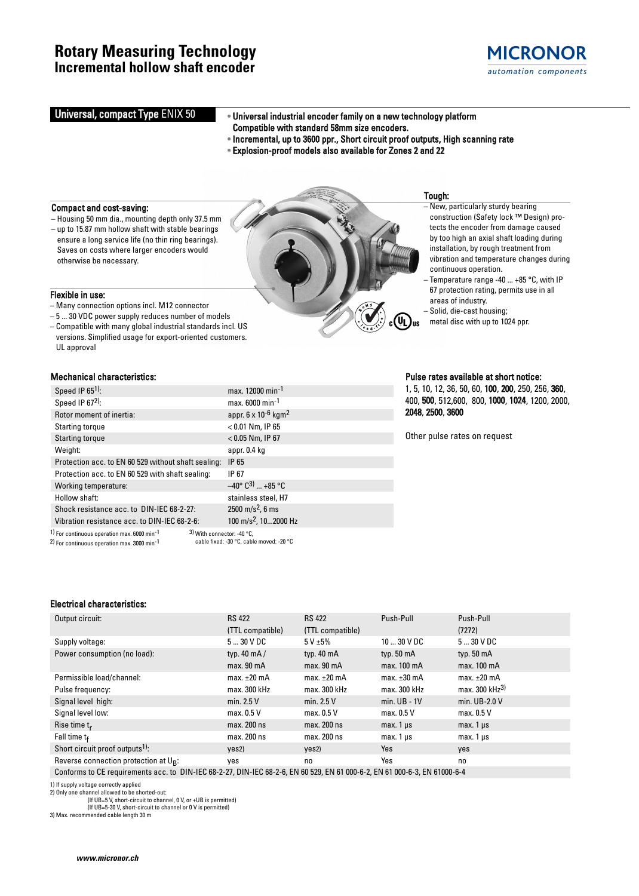# Rotary Measuring Technology
## Incremental hollow shaft encoder

MICRONOR
*automation components*

## Universal, compact Type ENIX 50

- **Universal industrial encoder family on a new technology platform Compatible with standard 58mm size encoders.**
- **Incremental, up to 3600 ppr., Short circuit proof outputs, High scanning rate**
- **Explosion-proof models also available for Zones 2 and 22**

### Compact and cost-saving:

- Housing 50 mm dia., mounting depth only 37.5 mm
- up to 15.87 mm hollow shaft with stable bearings ensure a long service life (no thin ring bearings). Saves on costs where larger encoders would otherwise be necessary.

### Flexible in use:

- Many connection options incl. M12 connector
- 5 ... 30 VDC power supply reduces number of models
- Compatible with many global industrial standards incl. US versions. Simplified usage for export-oriented customers. UL approval

### Tough:

- New, particularly sturdy bearing construction (Safety lock ™ Design) protects the encoder from damage caused by too high an axial shaft loading during installation, by rough treatment from vibration and temperature changes during continuous operation.
- Temperature range -40 ... +85 °C, with IP 67 protection rating, permits use in all areas of industry.
- Solid, die-cast housing; metal disc with up to 1024 ppr.

### Mechanical characteristics:

| | |
|---|---|
| Speed IP 65[1]: | max. 12000 $min^{-1}$ |
| Speed IP 67[2]: | max. 6000 $min^{-1}$ |
| Rotor moment of inertia: | appr. $6 \times 10^{-6}$ $kgm^2$ |
| Starting torque | < 0.01 Nm, IP 65 |
| Starting torque | < 0.05 Nm, IP 67 |
| Weight: | appr. 0.4 kg |
| Protection acc. to EN 60 529 without shaft sealing: | IP 65 |
| Protection acc. to EN 60 529 with shaft sealing: | IP 67 |
| Working temperature: | –40° C[3] ... +85 °C |
| Hollow shaft: | stainless steel, H7 |
| Shock resistance acc. to DIN-IEC 68-2-27: | 2500 $m/s^2$, 6 ms |
| Vibration resistance acc. to DIN-IEC 68-2-6: | 100 $m/s^2$, 10...2000 Hz |

1) For continuous operation max. 6000 $min^{-1}$
2) For continuous operation max. 3000 $min^{-1}$
3) With connector: -40 °C, cable fixed: -30 °C, cable moved: -20 °C

### Pulse rates available at short notice:

1, 5, 10, 12, 36, 50, 60, **100**, **200**, 250, 256, **360**, 400, **500**, 512,600, 800, **1000**, **1024**, 1200, 2000, **2048**, **2500**, **3600**

Other pulse rates on request

### Electrical characteristics:

| Output circuit: | RS 422 (TTL compatible) | RS 422 (TTL compatible) | Push-Pull | Push-Pull (7272) |
|---|---|---|---|---|
| Supply voltage: | 5 ... 30 V DC | 5 V ±5% | 10 ... 30 V DC | 5 ... 30 V DC |
| Power consumption (no load): | typ. 40 mA / max. 90 mA | typ. 40 mA max. 90 mA | typ. 50 mA max. 100 mA | typ. 50 mA max. 100 mA |
| Permissible load/channel: | max. ±20 mA | max. ±20 mA | max. ±30 mA | max. ±20 mA |
| Pulse frequency: | max. 300 kHz | max. 300 kHz | max. 300 kHz | max. 300 kHz[3] |
| Signal level high: | min. 2.5 V | min. 2.5 V | min. UB - 1V | min. UB-2.0 V |
| Signal level low: | max. 0.5 V | max. 0.5 V | max. 0.5 V | max. 0.5 V |
| Rise time $t_r$ | max. 200 ns | max. 200 ns | max. 1 µs | max. 1 µs |
| Fall time $t_f$ | max. 200 ns | max. 200 ns | max. 1 µs | max. 1 µs |
| Short circuit proof outputs[1]: | yes[2] | yes[2] | Yes | yes |
| Reverse connection protection at $U_B$: | yes | no | Yes | no |
| Conforms to CE requirements acc. to DIN-IEC 68-2-27, DIN-IEC 68-2-6, EN 60 529, EN 61 000-6-2, EN 61 000-6-3, EN 61000-6-4 | | | | |

1) If supply voltage correctly applied
2) Only one channel allowed to be shorted-out:
(If UB=5 V, short-circuit to channel, 0 V, or +UB is permitted)
(If UB=5-30 V, short-circuit to channel or 0 V is permitted)
3) Max. recommended cable length 30 m

*www.micronor.ch*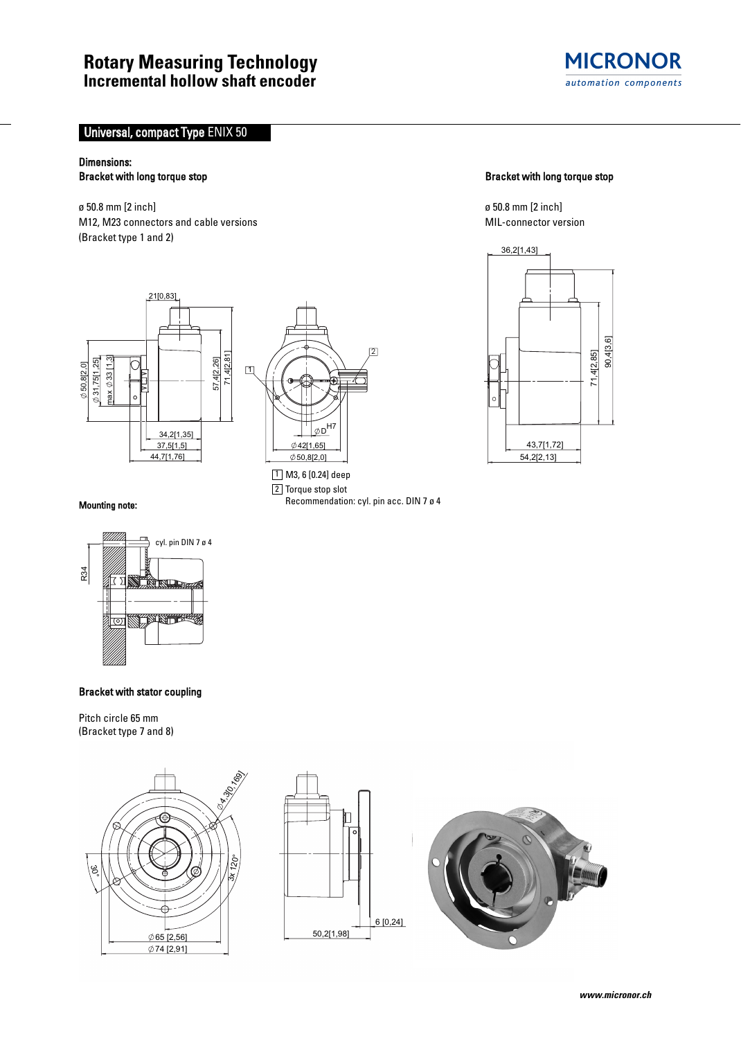# Rotary Measuring Technology
## Incremental hollow shaft encoder

### Universal, compact Type ENIX 50

**Dimensions:**
**Bracket with long torque stop**

ø 50.8 mm [2 inch]
M12, M23 connectors and cable versions
(Bracket type 1 and 2)

1 M3, 6 [0.24] deep
2 Torque stop slot
Recommendation: cyl. pin acc. DIN 7 ø 4

**Bracket with long torque stop**

ø 50.8 mm [2 inch]
MIL-connector version

**Mounting note:**

cyl. pin DIN 7 ø 4

**Bracket with stator coupling**

Pitch circle 65 mm
(Bracket type 7 and 8)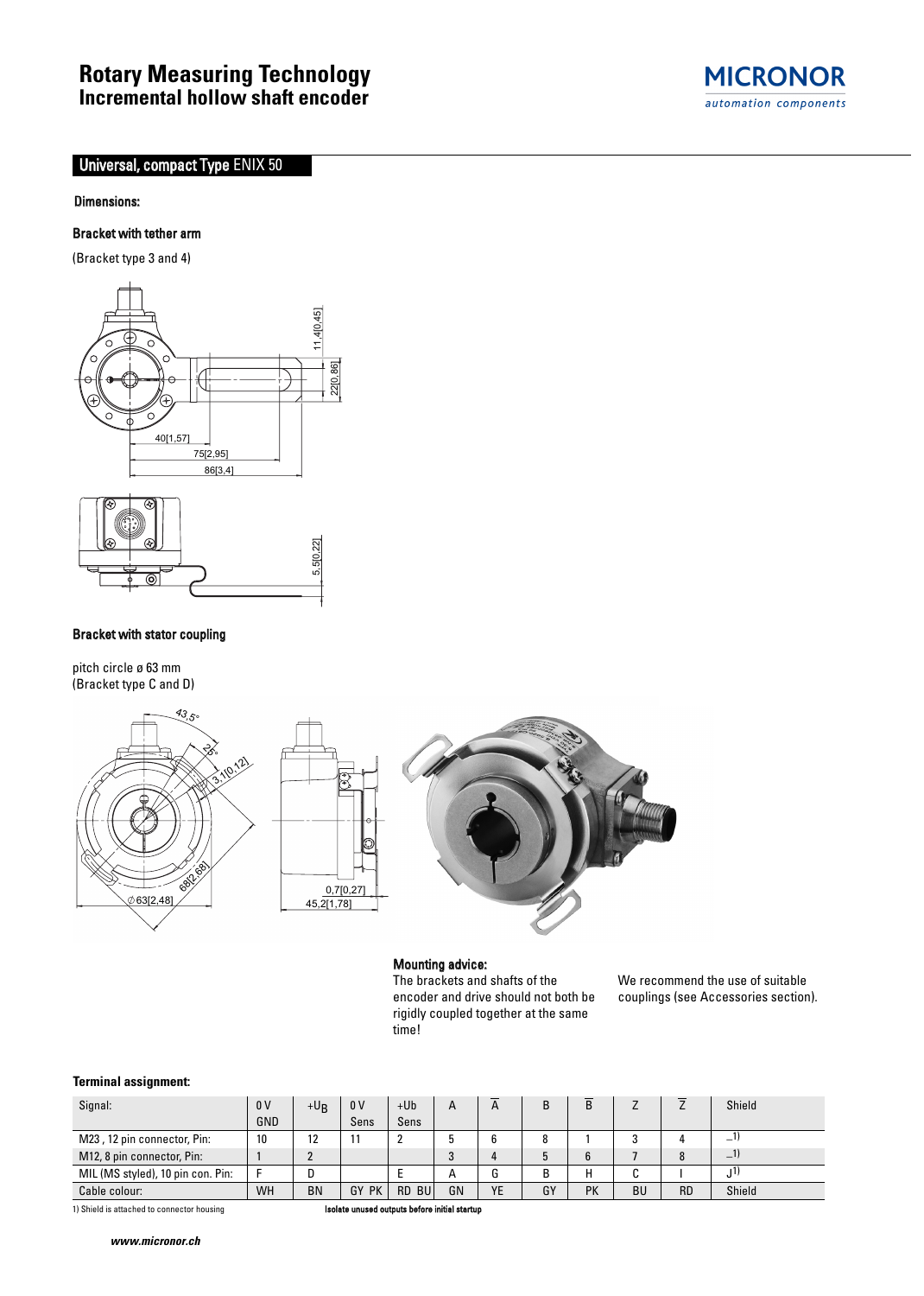# Rotary Measuring Technology
## Incremental hollow shaft encoder

## Universal, compact Type ENIX 50

**Dimensions:**

**Bracket with tether arm**

(Bracket type 3 and 4)

**Bracket with stator coupling**

pitch circle ø 63 mm
(Bracket type C and D)

**Mounting advice:**
The brackets and shafts of the encoder and drive should not both be rigidly coupled together at the same time!

We recommend the use of suitable couplings (see Accessories section).

**Terminal assignment:**

| Signal: | 0 V GND | $+U_B$ | 0 V Sens | +Ub Sens | A | $\overline{A}$ | B | $\overline{B}$ | Z | $\overline{Z}$ | Shield |
|---|---|---|---|---|---|---|---|---|---|---|---|
| M23 , 12 pin connector, Pin: | 10 | 12 | 11 | 2 | 5 | 6 | 8 | 1 | 3 | 4 | –[1] |
| M12, 8 pin connector, Pin: | 1 | 2 | | | 3 | 4 | 5 | 6 | 7 | 8 | –[1] |
| MIL (MS styled), 10 pin con. Pin: | F | D | | E | A | G | B | H | C | I | J[1] |
| Cable colour: | WH | BN | GY PK | RD BU | GN | YE | GY | PK | BU | RD | Shield |

1) Shield is attached to connector housing

**Isolate unused outputs before initial startup**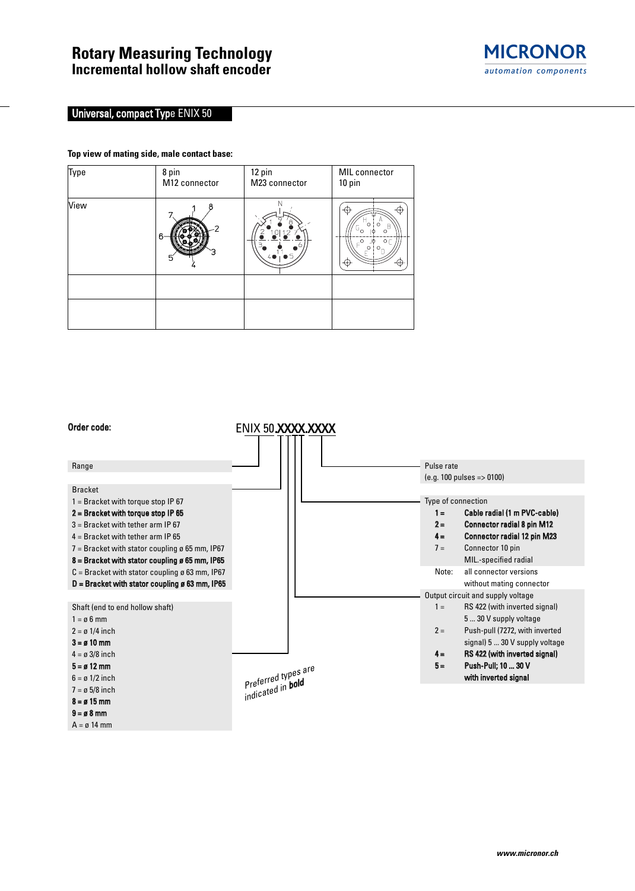# Rotary Measuring Technology
## Incremental hollow shaft encoder

### Universal, compact Type ENIX 50

**Top view of mating side, male contact base:**

| Type | 8 pin M12 connector | 12 pin M23 connector | MIL connector 10 pin |
|---|---|---|---|
| View | | | |
| | | | |
| | | | |

**Order code:**

ENIX 50.XXXX.XXXX

Range

Bracket
1 = Bracket with torque stop IP 67
**2 = Bracket with torque stop IP 65**
3 = Bracket with tether arm IP 67
4 = Bracket with tether arm IP 65
7 = Bracket with stator coupling ø 65 mm, IP67
**8 = Bracket with stator coupling ø 65 mm, IP65**
C = Bracket with stator coupling ø 63 mm, IP67
**D = Bracket with stator coupling ø 63 mm, IP65**

Shaft (end to end hollow shaft)
1 = ø 6 mm
2 = ø 1/4 inch
**3 = ø 10 mm**
4 = ø 3/8 inch
**5 = ø 12 mm**
6 = ø 1/2 inch
7 = ø 5/8 inch
**8 = ø 15 mm**
**9 = ø 8 mm**
A = ø 14 mm

Pulse rate
(e.g. 100 pulses => 0100)

Type of connection
**1 = Cable radial (1 m PVC-cable)**
**2 = Connector radial 8 pin M12**
**4 = Connector radial 12 pin M23**
7 = Connector 10 pin MIL.-specified radial
Note: all connector versions without mating connector

Output circuit and supply voltage
1 = RS 422 (with inverted signal) 5 ... 30 V supply voltage
2 = Push-pull (7272, with inverted signal) 5 ... 30 V supply voltage
**4 = RS 422 (with inverted signal)**
**5 = Push-Pull; 10 ... 30 V with inverted signal**

*Preferred types are indicated in* ***bold***

www.micronor.ch